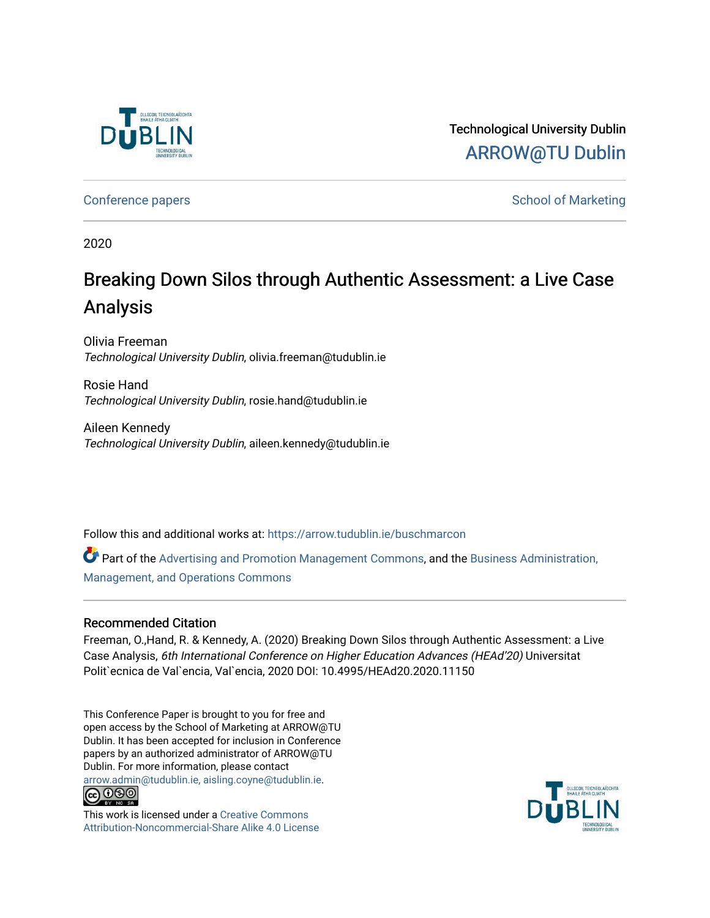Technological University Dublin

ARROW@TU Dublin

Conference papers | School of Marketing

2020

# Breaking Down Silos through Authentic Assessment: a Live Case Analysis

Olivia Freeman
*Technological University Dublin*, olivia.freeman@tudublin.ie

Rosie Hand
*Technological University Dublin*, rosie.hand@tudublin.ie

Aileen Kennedy
*Technological University Dublin*, aileen.kennedy@tudublin.ie

Follow this and additional works at: https://arrow.tudublin.ie/buschmarcon

Part of the Advertising and Promotion Management Commons, and the Business Administration, Management, and Operations Commons

## Recommended Citation

Freeman, O.,Hand, R. & Kennedy, A. (2020) Breaking Down Silos through Authentic Assessment: a Live Case Analysis, *6th International Conference on Higher Education Advances (HEAd'20)* Universitat Polit`ecnica de Val`encia, Val`encia, 2020 DOI: 10.4995/HEAd20.2020.11150

This Conference Paper is brought to you for free and open access by the School of Marketing at ARROW@TU Dublin. It has been accepted for inclusion in Conference papers by an authorized administrator of ARROW@TU Dublin. For more information, please contact arrow.admin@tudublin.ie, aisling.coyne@tudublin.ie.

This work is licensed under a Creative Commons Attribution-Noncommercial-Share Alike 4.0 License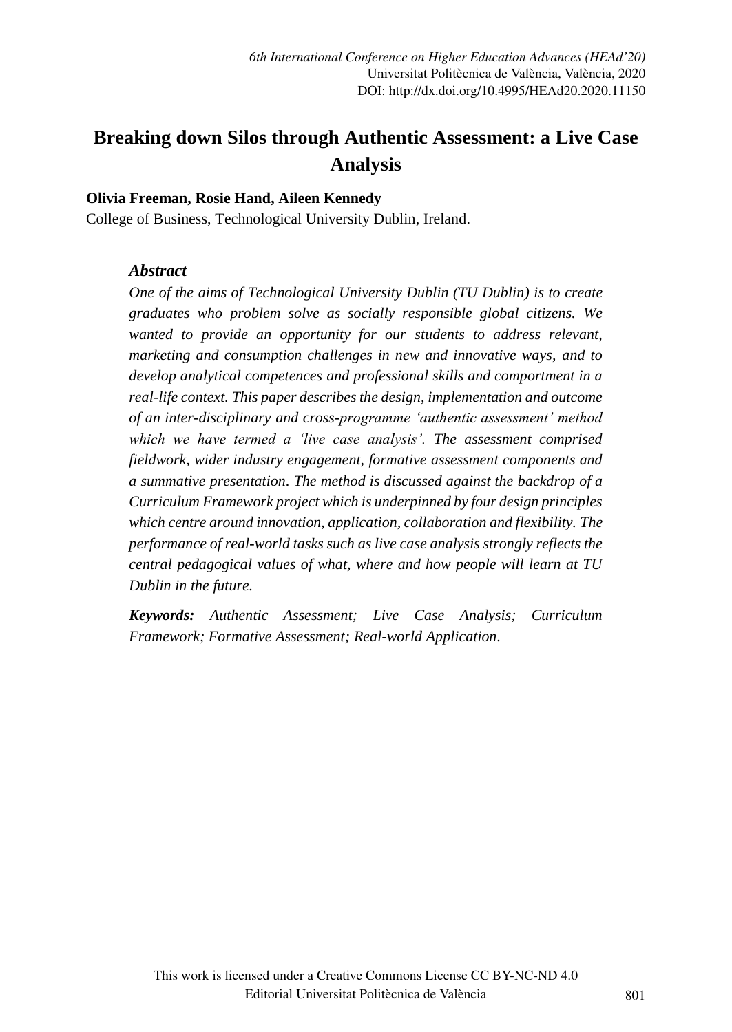# Breaking down Silos through Authentic Assessment: a Live Case Analysis

**Olivia Freeman, Rosie Hand, Aileen Kennedy**

College of Business, Technological University Dublin, Ireland.

### *Abstract*

*One of the aims of Technological University Dublin (TU Dublin) is to create graduates who problem solve as socially responsible global citizens. We wanted to provide an opportunity for our students to address relevant, marketing and consumption challenges in new and innovative ways, and to develop analytical competences and professional skills and comportment in a real-life context. This paper describes the design, implementation and outcome of an inter-disciplinary and cross-programme 'authentic assessment' method which we have termed a 'live case analysis'. The assessment comprised fieldwork, wider industry engagement, formative assessment components and a summative presentation. The method is discussed against the backdrop of a Curriculum Framework project which is underpinned by four design principles which centre around innovation, application, collaboration and flexibility. The performance of real-world tasks such as live case analysis strongly reflects the central pedagogical values of what, where and how people will learn at TU Dublin in the future.*

***Keywords:*** *Authentic Assessment; Live Case Analysis; Curriculum Framework; Formative Assessment; Real-world Application.*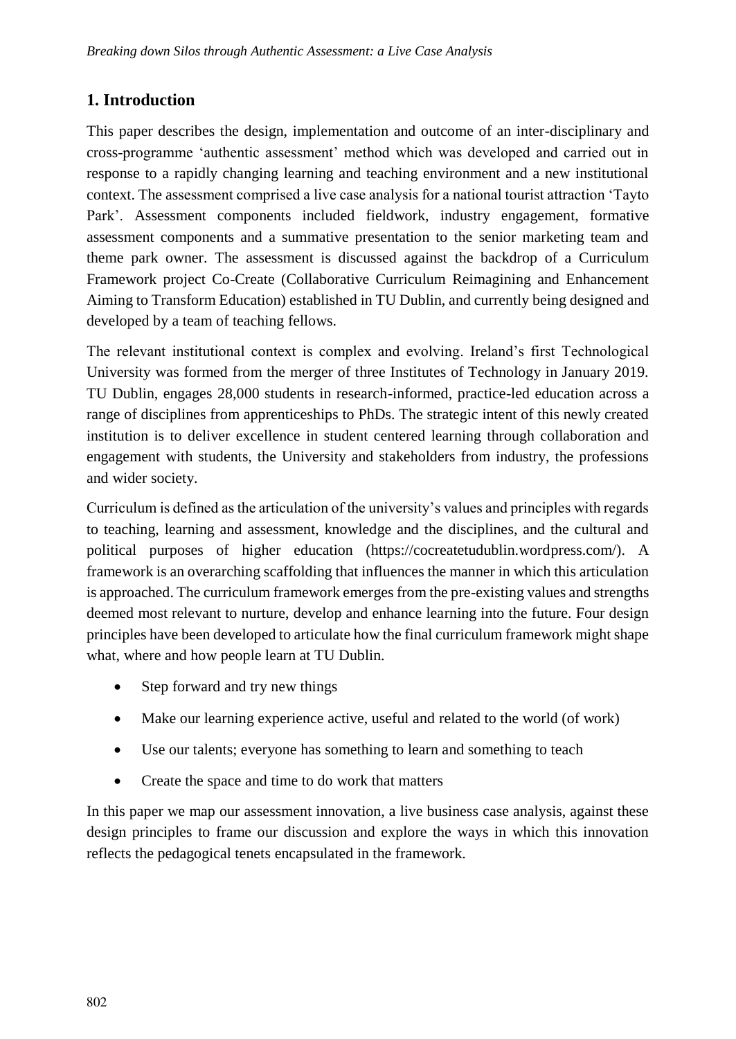## 1. Introduction

This paper describes the design, implementation and outcome of an inter-disciplinary and cross-programme 'authentic assessment' method which was developed and carried out in response to a rapidly changing learning and teaching environment and a new institutional context. The assessment comprised a live case analysis for a national tourist attraction 'Tayto Park'. Assessment components included fieldwork, industry engagement, formative assessment components and a summative presentation to the senior marketing team and theme park owner. The assessment is discussed against the backdrop of a Curriculum Framework project Co-Create (Collaborative Curriculum Reimagining and Enhancement Aiming to Transform Education) established in TU Dublin, and currently being designed and developed by a team of teaching fellows.

The relevant institutional context is complex and evolving. Ireland's first Technological University was formed from the merger of three Institutes of Technology in January 2019. TU Dublin, engages 28,000 students in research-informed, practice-led education across a range of disciplines from apprenticeships to PhDs. The strategic intent of this newly created institution is to deliver excellence in student centered learning through collaboration and engagement with students, the University and stakeholders from industry, the professions and wider society.

Curriculum is defined as the articulation of the university's values and principles with regards to teaching, learning and assessment, knowledge and the disciplines, and the cultural and political purposes of higher education (https://cocreatetudublin.wordpress.com/). A framework is an overarching scaffolding that influences the manner in which this articulation is approached. The curriculum framework emerges from the pre-existing values and strengths deemed most relevant to nurture, develop and enhance learning into the future. Four design principles have been developed to articulate how the final curriculum framework might shape what, where and how people learn at TU Dublin.

- Step forward and try new things
- Make our learning experience active, useful and related to the world (of work)
- Use our talents; everyone has something to learn and something to teach
- Create the space and time to do work that matters

In this paper we map our assessment innovation, a live business case analysis, against these design principles to frame our discussion and explore the ways in which this innovation reflects the pedagogical tenets encapsulated in the framework.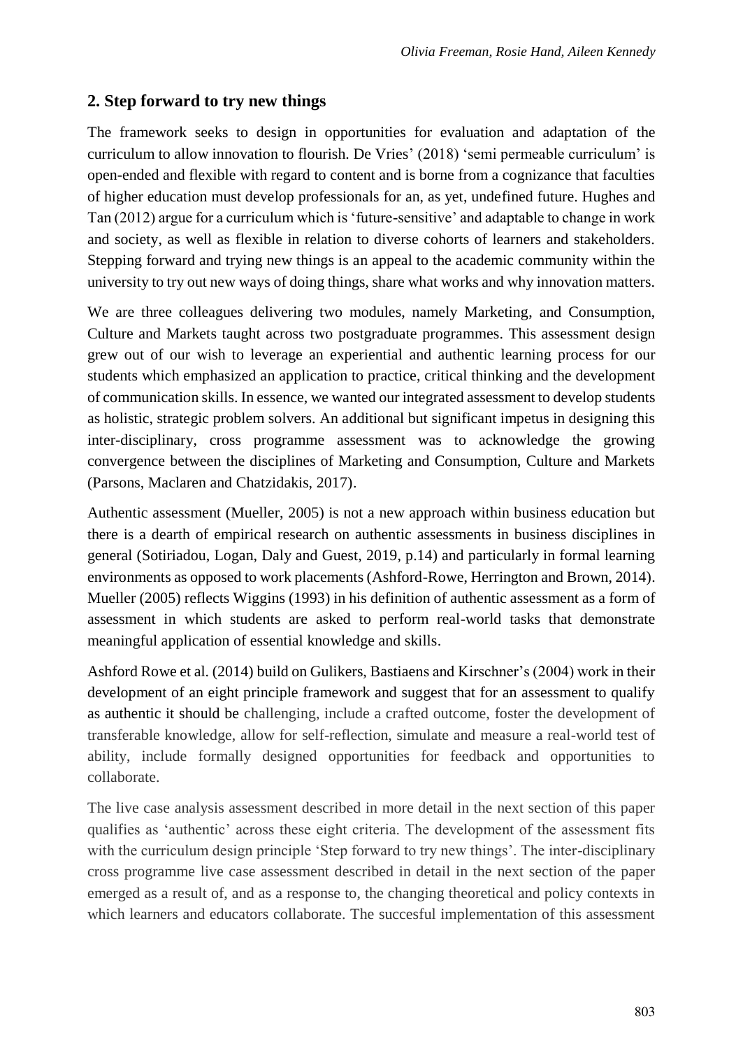## 2. Step forward to try new things

The framework seeks to design in opportunities for evaluation and adaptation of the curriculum to allow innovation to flourish. De Vries' (2018) 'semi permeable curriculum' is open-ended and flexible with regard to content and is borne from a cognizance that faculties of higher education must develop professionals for an, as yet, undefined future. Hughes and Tan (2012) argue for a curriculum which is 'future-sensitive' and adaptable to change in work and society, as well as flexible in relation to diverse cohorts of learners and stakeholders. Stepping forward and trying new things is an appeal to the academic community within the university to try out new ways of doing things, share what works and why innovation matters.

We are three colleagues delivering two modules, namely Marketing, and Consumption, Culture and Markets taught across two postgraduate programmes. This assessment design grew out of our wish to leverage an experiential and authentic learning process for our students which emphasized an application to practice, critical thinking and the development of communication skills. In essence, we wanted our integrated assessment to develop students as holistic, strategic problem solvers. An additional but significant impetus in designing this inter-disciplinary, cross programme assessment was to acknowledge the growing convergence between the disciplines of Marketing and Consumption, Culture and Markets (Parsons, Maclaren and Chatzidakis, 2017).

Authentic assessment (Mueller, 2005) is not a new approach within business education but there is a dearth of empirical research on authentic assessments in business disciplines in general (Sotiriadou, Logan, Daly and Guest, 2019, p.14) and particularly in formal learning environments as opposed to work placements (Ashford-Rowe, Herrington and Brown, 2014). Mueller (2005) reflects Wiggins (1993) in his definition of authentic assessment as a form of assessment in which students are asked to perform real-world tasks that demonstrate meaningful application of essential knowledge and skills.

Ashford Rowe et al. (2014) build on Gulikers, Bastiaens and Kirschner's (2004) work in their development of an eight principle framework and suggest that for an assessment to qualify as authentic it should be challenging, include a crafted outcome, foster the development of transferable knowledge, allow for self-reflection, simulate and measure a real-world test of ability, include formally designed opportunities for feedback and opportunities to collaborate.

The live case analysis assessment described in more detail in the next section of this paper qualifies as 'authentic' across these eight criteria. The development of the assessment fits with the curriculum design principle 'Step forward to try new things'. The inter-disciplinary cross programme live case assessment described in detail in the next section of the paper emerged as a result of, and as a response to, the changing theoretical and policy contexts in which learners and educators collaborate. The succesful implementation of this assessment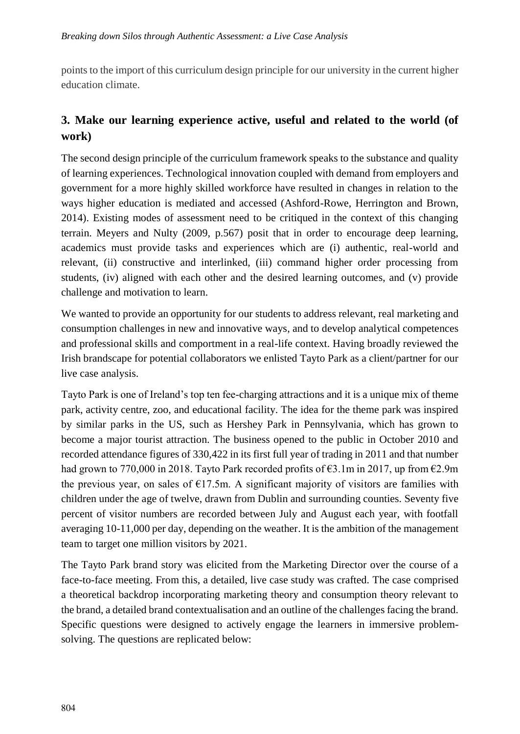points to the import of this curriculum design principle for our university in the current higher education climate.

## 3. Make our learning experience active, useful and related to the world (of work)

The second design principle of the curriculum framework speaks to the substance and quality of learning experiences. Technological innovation coupled with demand from employers and government for a more highly skilled workforce have resulted in changes in relation to the ways higher education is mediated and accessed (Ashford-Rowe, Herrington and Brown, 2014). Existing modes of assessment need to be critiqued in the context of this changing terrain. Meyers and Nulty (2009, p.567) posit that in order to encourage deep learning, academics must provide tasks and experiences which are (i) authentic, real-world and relevant, (ii) constructive and interlinked, (iii) command higher order processing from students, (iv) aligned with each other and the desired learning outcomes, and (v) provide challenge and motivation to learn.

We wanted to provide an opportunity for our students to address relevant, real marketing and consumption challenges in new and innovative ways, and to develop analytical competences and professional skills and comportment in a real-life context. Having broadly reviewed the Irish brandscape for potential collaborators we enlisted Tayto Park as a client/partner for our live case analysis.

Tayto Park is one of Ireland's top ten fee-charging attractions and it is a unique mix of theme park, activity centre, zoo, and educational facility. The idea for the theme park was inspired by similar parks in the US, such as Hershey Park in Pennsylvania, which has grown to become a major tourist attraction. The business opened to the public in October 2010 and recorded attendance figures of 330,422 in its first full year of trading in 2011 and that number had grown to 770,000 in 2018. Tayto Park recorded profits of €3.1m in 2017, up from €2.9m the previous year, on sales of €17.5m. A significant majority of visitors are families with children under the age of twelve, drawn from Dublin and surrounding counties. Seventy five percent of visitor numbers are recorded between July and August each year, with footfall averaging 10-11,000 per day, depending on the weather. It is the ambition of the management team to target one million visitors by 2021.

The Tayto Park brand story was elicited from the Marketing Director over the course of a face-to-face meeting. From this, a detailed, live case study was crafted. The case comprised a theoretical backdrop incorporating marketing theory and consumption theory relevant to the brand, a detailed brand contextualisation and an outline of the challenges facing the brand. Specific questions were designed to actively engage the learners in immersive problem-solving. The questions are replicated below: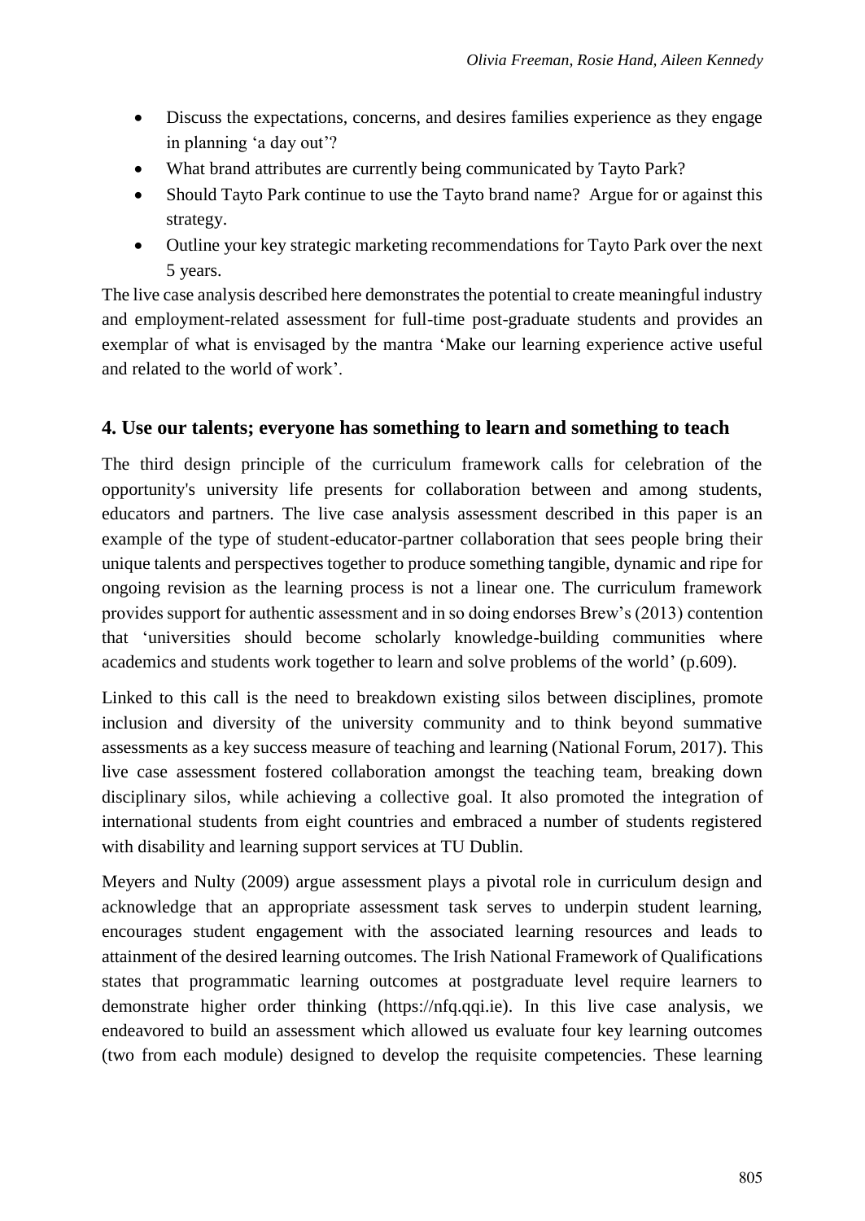- Discuss the expectations, concerns, and desires families experience as they engage in planning 'a day out'?
- What brand attributes are currently being communicated by Tayto Park?
- Should Tayto Park continue to use the Tayto brand name? Argue for or against this strategy.
- Outline your key strategic marketing recommendations for Tayto Park over the next 5 years.

The live case analysis described here demonstrates the potential to create meaningful industry and employment-related assessment for full-time post-graduate students and provides an exemplar of what is envisaged by the mantra 'Make our learning experience active useful and related to the world of work'.

## 4. Use our talents; everyone has something to learn and something to teach

The third design principle of the curriculum framework calls for celebration of the opportunity's university life presents for collaboration between and among students, educators and partners. The live case analysis assessment described in this paper is an example of the type of student-educator-partner collaboration that sees people bring their unique talents and perspectives together to produce something tangible, dynamic and ripe for ongoing revision as the learning process is not a linear one. The curriculum framework provides support for authentic assessment and in so doing endorses Brew's (2013) contention that 'universities should become scholarly knowledge-building communities where academics and students work together to learn and solve problems of the world' (p.609).

Linked to this call is the need to breakdown existing silos between disciplines, promote inclusion and diversity of the university community and to think beyond summative assessments as a key success measure of teaching and learning (National Forum, 2017). This live case assessment fostered collaboration amongst the teaching team, breaking down disciplinary silos, while achieving a collective goal. It also promoted the integration of international students from eight countries and embraced a number of students registered with disability and learning support services at TU Dublin.

Meyers and Nulty (2009) argue assessment plays a pivotal role in curriculum design and acknowledge that an appropriate assessment task serves to underpin student learning, encourages student engagement with the associated learning resources and leads to attainment of the desired learning outcomes. The Irish National Framework of Qualifications states that programmatic learning outcomes at postgraduate level require learners to demonstrate higher order thinking (https://nfq.qqi.ie). In this live case analysis, we endeavored to build an assessment which allowed us evaluate four key learning outcomes (two from each module) designed to develop the requisite competencies. These learning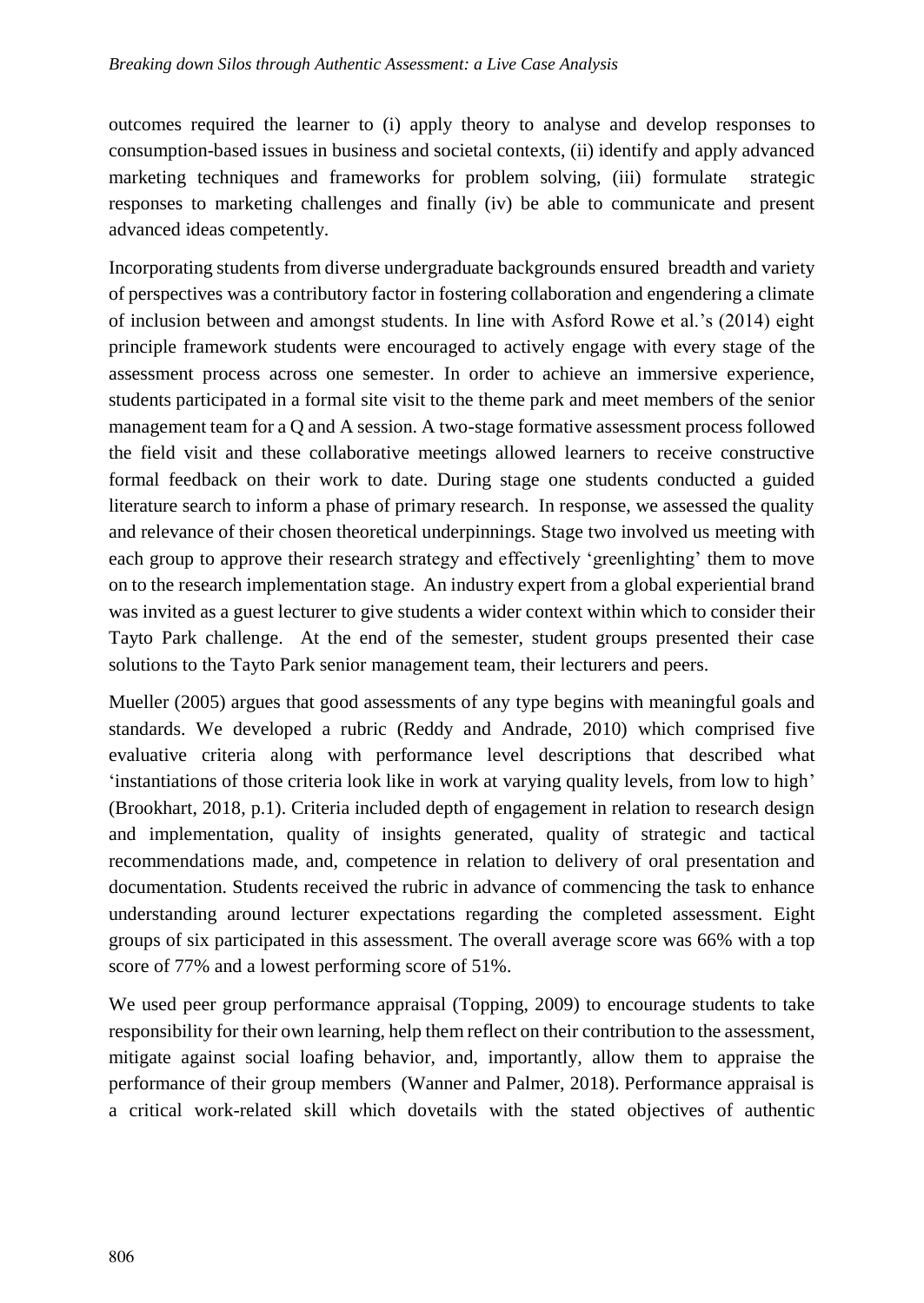outcomes required the learner to (i) apply theory to analyse and develop responses to consumption-based issues in business and societal contexts, (ii) identify and apply advanced marketing techniques and frameworks for problem solving, (iii) formulate strategic responses to marketing challenges and finally (iv) be able to communicate and present advanced ideas competently.

Incorporating students from diverse undergraduate backgrounds ensured breadth and variety of perspectives was a contributory factor in fostering collaboration and engendering a climate of inclusion between and amongst students. In line with Asford Rowe et al.'s (2014) eight principle framework students were encouraged to actively engage with every stage of the assessment process across one semester. In order to achieve an immersive experience, students participated in a formal site visit to the theme park and meet members of the senior management team for a Q and A session. A two-stage formative assessment process followed the field visit and these collaborative meetings allowed learners to receive constructive formal feedback on their work to date. During stage one students conducted a guided literature search to inform a phase of primary research. In response, we assessed the quality and relevance of their chosen theoretical underpinnings. Stage two involved us meeting with each group to approve their research strategy and effectively 'greenlighting' them to move on to the research implementation stage. An industry expert from a global experiential brand was invited as a guest lecturer to give students a wider context within which to consider their Tayto Park challenge. At the end of the semester, student groups presented their case solutions to the Tayto Park senior management team, their lecturers and peers.

Mueller (2005) argues that good assessments of any type begins with meaningful goals and standards. We developed a rubric (Reddy and Andrade, 2010) which comprised five evaluative criteria along with performance level descriptions that described what 'instantiations of those criteria look like in work at varying quality levels, from low to high' (Brookhart, 2018, p.1). Criteria included depth of engagement in relation to research design and implementation, quality of insights generated, quality of strategic and tactical recommendations made, and, competence in relation to delivery of oral presentation and documentation. Students received the rubric in advance of commencing the task to enhance understanding around lecturer expectations regarding the completed assessment. Eight groups of six participated in this assessment. The overall average score was 66% with a top score of 77% and a lowest performing score of 51%.

We used peer group performance appraisal (Topping, 2009) to encourage students to take responsibility for their own learning, help them reflect on their contribution to the assessment, mitigate against social loafing behavior, and, importantly, allow them to appraise the performance of their group members (Wanner and Palmer, 2018). Performance appraisal is a critical work-related skill which dovetails with the stated objectives of authentic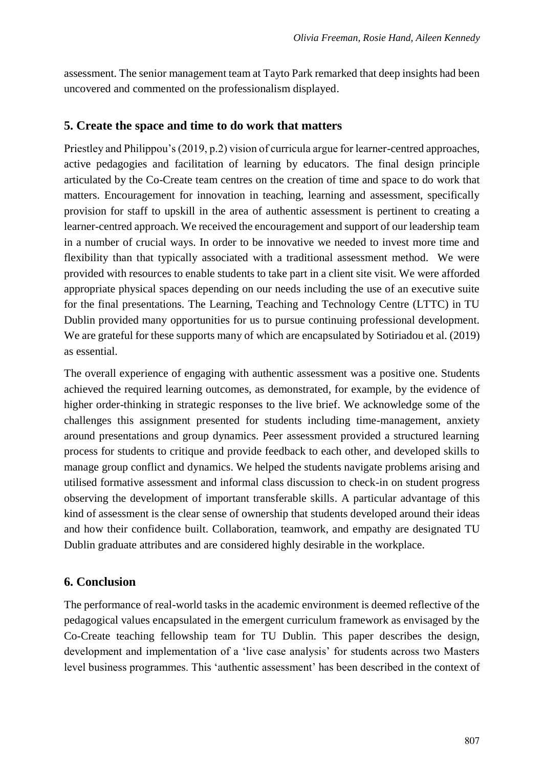assessment. The senior management team at Tayto Park remarked that deep insights had been uncovered and commented on the professionalism displayed.

## 5. Create the space and time to do work that matters

Priestley and Philippou's (2019, p.2) vision of curricula argue for learner-centred approaches, active pedagogies and facilitation of learning by educators. The final design principle articulated by the Co-Create team centres on the creation of time and space to do work that matters. Encouragement for innovation in teaching, learning and assessment, specifically provision for staff to upskill in the area of authentic assessment is pertinent to creating a learner-centred approach. We received the encouragement and support of our leadership team in a number of crucial ways. In order to be innovative we needed to invest more time and flexibility than that typically associated with a traditional assessment method. We were provided with resources to enable students to take part in a client site visit. We were afforded appropriate physical spaces depending on our needs including the use of an executive suite for the final presentations. The Learning, Teaching and Technology Centre (LTTC) in TU Dublin provided many opportunities for us to pursue continuing professional development. We are grateful for these supports many of which are encapsulated by Sotiriadou et al. (2019) as essential.

The overall experience of engaging with authentic assessment was a positive one. Students achieved the required learning outcomes, as demonstrated, for example, by the evidence of higher order-thinking in strategic responses to the live brief. We acknowledge some of the challenges this assignment presented for students including time-management, anxiety around presentations and group dynamics. Peer assessment provided a structured learning process for students to critique and provide feedback to each other, and developed skills to manage group conflict and dynamics. We helped the students navigate problems arising and utilised formative assessment and informal class discussion to check-in on student progress observing the development of important transferable skills. A particular advantage of this kind of assessment is the clear sense of ownership that students developed around their ideas and how their confidence built. Collaboration, teamwork, and empathy are designated TU Dublin graduate attributes and are considered highly desirable in the workplace.

## 6. Conclusion

The performance of real-world tasks in the academic environment is deemed reflective of the pedagogical values encapsulated in the emergent curriculum framework as envisaged by the Co-Create teaching fellowship team for TU Dublin. This paper describes the design, development and implementation of a 'live case analysis' for students across two Masters level business programmes. This 'authentic assessment' has been described in the context of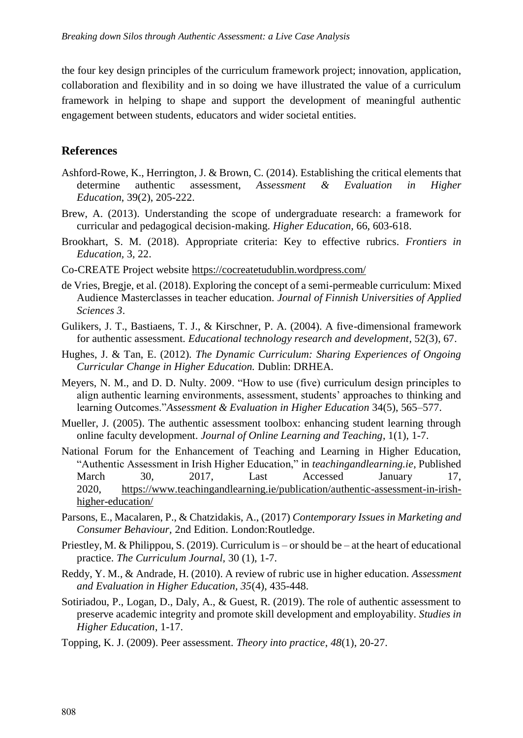the four key design principles of the curriculum framework project; innovation, application, collaboration and flexibility and in so doing we have illustrated the value of a curriculum framework in helping to shape and support the development of meaningful authentic engagement between students, educators and wider societal entities.

## References

Ashford-Rowe, K., Herrington, J. & Brown, C. (2014). Establishing the critical elements that determine authentic assessment, *Assessment & Evaluation in Higher Education*, 39(2), 205-222.

Brew, A. (2013). Understanding the scope of undergraduate research: a framework for curricular and pedagogical decision-making. *Higher Education,* 66, 603-618.

Brookhart, S. M. (2018). Appropriate criteria: Key to effective rubrics. *Frontiers in Education,* 3, 22.

Co-CREATE Project website https://cocreatetudublin.wordpress.com/

de Vries, Bregje, et al. (2018). Exploring the concept of a semi-permeable curriculum: Mixed Audience Masterclasses in teacher education. *Journal of Finnish Universities of Applied Sciences 3*.

Gulikers, J. T., Bastiaens, T. J., & Kirschner, P. A. (2004). A five-dimensional framework for authentic assessment. *Educational technology research and development*, 52(3), 67.

Hughes, J. & Tan, E. (2012). *The Dynamic Curriculum: Sharing Experiences of Ongoing Curricular Change in Higher Education.* Dublin: DRHEA.

Meyers, N. M., and D. D. Nulty. 2009. "How to use (five) curriculum design principles to align authentic learning environments, assessment, students' approaches to thinking and learning Outcomes."*Assessment & Evaluation in Higher Education* 34(5), 565–577.

Mueller, J. (2005). The authentic assessment toolbox: enhancing student learning through online faculty development. *Journal of Online Learning and Teaching*, 1(1), 1-7.

National Forum for the Enhancement of Teaching and Learning in Higher Education, "Authentic Assessment in Irish Higher Education," in *teachingandlearning.ie*, Published March 30, 2017, Last Accessed January 17, 2020, https://www.teachingandlearning.ie/publication/authentic-assessment-in-irish-higher-education/

Parsons, E., Macalaren, P., & Chatzidakis, A., (2017) *Contemporary Issues in Marketing and Consumer Behaviour,* 2nd Edition. London:Routledge.

Priestley, M. & Philippou, S. (2019). Curriculum is – or should be – at the heart of educational practice. *The Curriculum Journal*, 30 (1), 1-7.

Reddy, Y. M., & Andrade, H. (2010). A review of rubric use in higher education. *Assessment and Evaluation in Higher Education, 35*(4), 435-448.

Sotiriadou, P., Logan, D., Daly, A., & Guest, R. (2019). The role of authentic assessment to preserve academic integrity and promote skill development and employability. *Studies in Higher Education*, 1-17.

Topping, K. J. (2009). Peer assessment. *Theory into practice*, *48*(1), 20-27.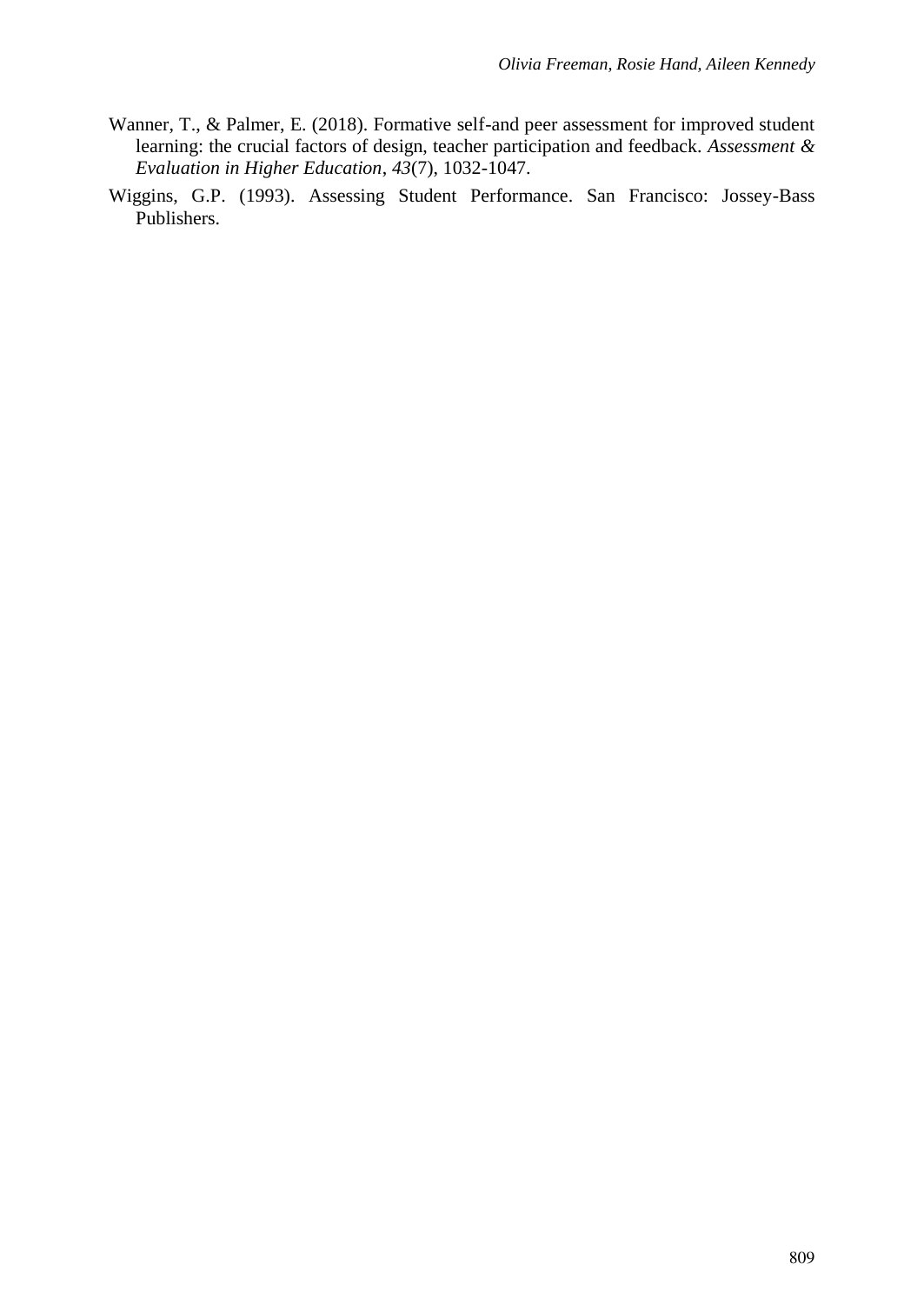Wanner, T., & Palmer, E. (2018). Formative self-and peer assessment for improved student learning: the crucial factors of design, teacher participation and feedback. *Assessment & Evaluation in Higher Education*, *43*(7), 1032-1047.

Wiggins, G.P. (1993). Assessing Student Performance. San Francisco: Jossey-Bass Publishers.